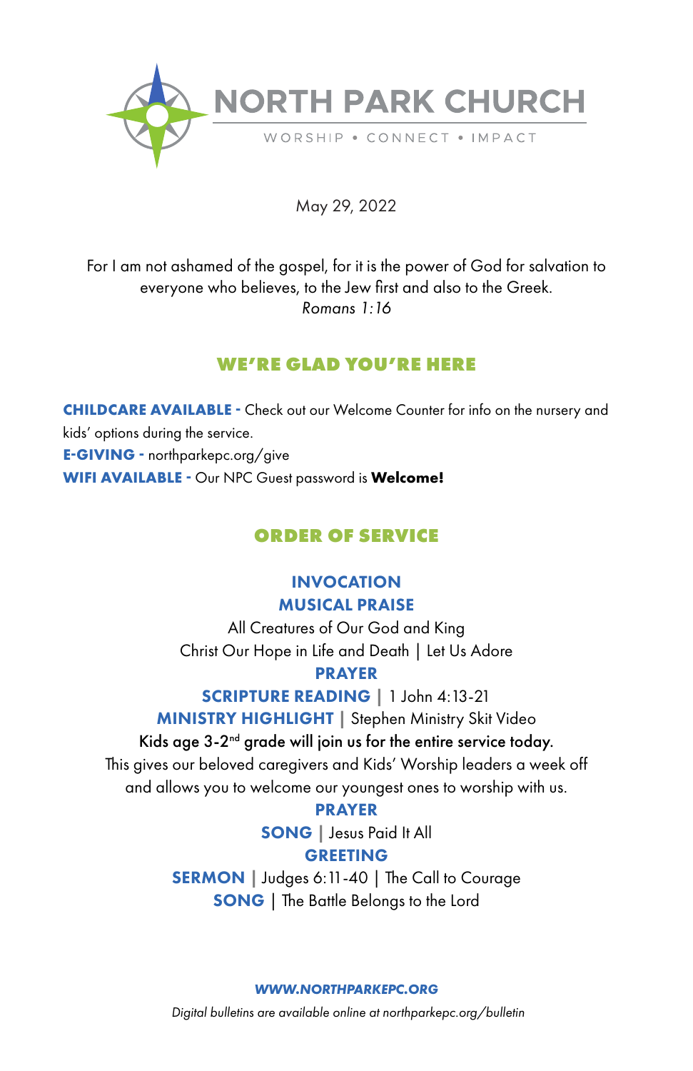# NORTH PARK CHURCH

WORSHIP • CONNECT • IMPACT

May 29, 2022

For I am not ashamed of the gospel, for it is the power of God for salvation to everyone who believes, to the Jew first and also to the Greek.
*Romans 1:16*

## WE'RE GLAD YOU'RE HERE

**CHILDCARE AVAILABLE -** Check out our Welcome Counter for info on the nursery and kids' options during the service.
**E-GIVING -** northparkepc.org/give
**WIFI AVAILABLE -** Our NPC Guest password is **Welcome!**

## ORDER OF SERVICE

**INVOCATION**

**MUSICAL PRAISE**

All Creatures of Our God and King
Christ Our Hope in Life and Death | Let Us Adore

**PRAYER**

**SCRIPTURE READING** | 1 John 4:13-21

**MINISTRY HIGHLIGHT** | Stephen Ministry Skit Video

Kids age 3-2nd grade will join us for the entire service today.
This gives our beloved caregivers and Kids' Worship leaders a week off and allows you to welcome our youngest ones to worship with us.

**PRAYER**

**SONG** | Jesus Paid It All

**GREETING**

**SERMON** | Judges 6:11-40 | The Call to Courage

**SONG** | The Battle Belongs to the Lord

***WWW.NORTHPARKEPC.ORG***

*Digital bulletins are available online at northparkepc.org/bulletin*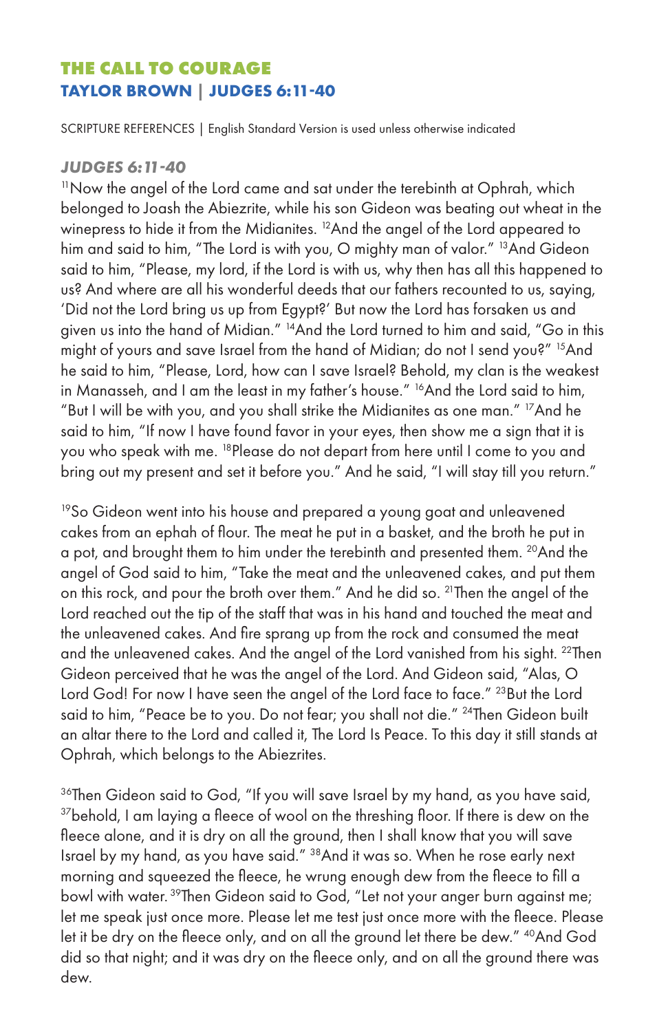## THE CALL TO COURAGE

### TAYLOR BROWN | JUDGES 6:11-40

SCRIPTURE REFERENCES | English Standard Version is used unless otherwise indicated

#### *JUDGES 6:11-40*

[11]Now the angel of the Lord came and sat under the terebinth at Ophrah, which belonged to Joash the Abiezrite, while his son Gideon was beating out wheat in the winepress to hide it from the Midianites. [12]And the angel of the Lord appeared to him and said to him, "The Lord is with you, O mighty man of valor." [13]And Gideon said to him, "Please, my lord, if the Lord is with us, why then has all this happened to us? And where are all his wonderful deeds that our fathers recounted to us, saying, 'Did not the Lord bring us up from Egypt?' But now the Lord has forsaken us and given us into the hand of Midian." [14]And the Lord turned to him and said, "Go in this might of yours and save Israel from the hand of Midian; do not I send you?" [15]And he said to him, "Please, Lord, how can I save Israel? Behold, my clan is the weakest in Manasseh, and I am the least in my father's house." [16]And the Lord said to him, "But I will be with you, and you shall strike the Midianites as one man." [17]And he said to him, "If now I have found favor in your eyes, then show me a sign that it is you who speak with me. [18]Please do not depart from here until I come to you and bring out my present and set it before you." And he said, "I will stay till you return."

[19]So Gideon went into his house and prepared a young goat and unleavened cakes from an ephah of flour. The meat he put in a basket, and the broth he put in a pot, and brought them to him under the terebinth and presented them. [20]And the angel of God said to him, "Take the meat and the unleavened cakes, and put them on this rock, and pour the broth over them." And he did so. [21]Then the angel of the Lord reached out the tip of the staff that was in his hand and touched the meat and the unleavened cakes. And fire sprang up from the rock and consumed the meat and the unleavened cakes. And the angel of the Lord vanished from his sight. [22]Then Gideon perceived that he was the angel of the Lord. And Gideon said, "Alas, O Lord God! For now I have seen the angel of the Lord face to face." [23]But the Lord said to him, "Peace be to you. Do not fear; you shall not die." [24]Then Gideon built an altar there to the Lord and called it, The Lord Is Peace. To this day it still stands at Ophrah, which belongs to the Abiezrites.

[36]Then Gideon said to God, "If you will save Israel by my hand, as you have said, [37]behold, I am laying a fleece of wool on the threshing floor. If there is dew on the fleece alone, and it is dry on all the ground, then I shall know that you will save Israel by my hand, as you have said." [38]And it was so. When he rose early next morning and squeezed the fleece, he wrung enough dew from the fleece to fill a bowl with water. [39]Then Gideon said to God, "Let not your anger burn against me; let me speak just once more. Please let me test just once more with the fleece. Please let it be dry on the fleece only, and on all the ground let there be dew." [40]And God did so that night; and it was dry on the fleece only, and on all the ground there was dew.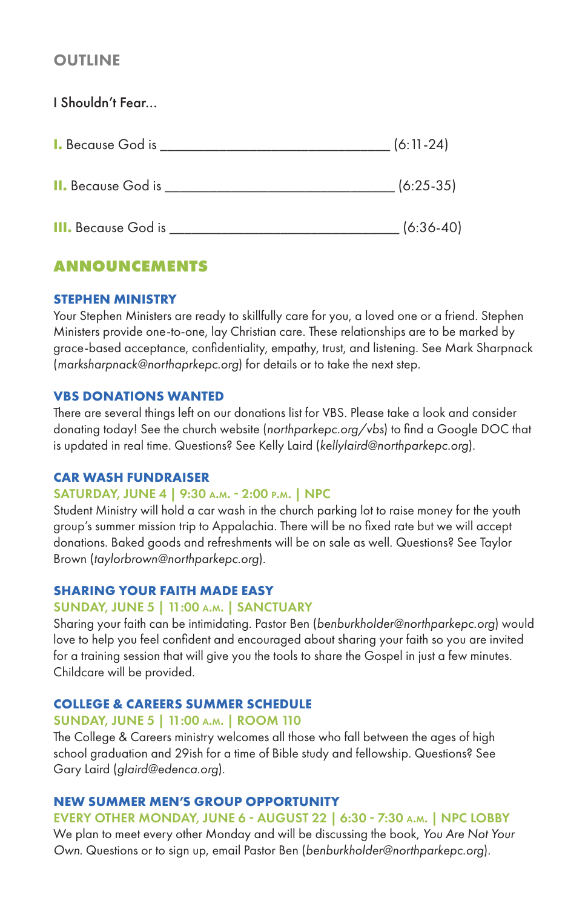## OUTLINE

I Shouldn't Fear...

**I.** Because God is ________________________________ (6:11-24)

**II.** Because God is ________________________________ (6:25-35)

**III.** Because God is ________________________________ (6:36-40)

## ANNOUNCEMENTS

### STEPHEN MINISTRY

Your Stephen Ministers are ready to skillfully care for you, a loved one or a friend. Stephen Ministers provide one-to-one, lay Christian care. These relationships are to be marked by grace-based acceptance, confidentiality, empathy, trust, and listening. See Mark Sharpnack (*marksharpnack@northaprkepc.org*) for details or to take the next step.

### VBS DONATIONS WANTED

There are several things left on our donations list for VBS. Please take a look and consider donating today! See the church website (*northparkepc.org/vbs*) to find a Google DOC that is updated in real time. Questions? See Kelly Laird (*kellylaird@northparkepc.org*).

### CAR WASH FUNDRAISER

**SATURDAY, JUNE 4 | 9:30 A.M. - 2:00 P.M. | NPC**

Student Ministry will hold a car wash in the church parking lot to raise money for the youth group's summer mission trip to Appalachia. There will be no fixed rate but we will accept donations. Baked goods and refreshments will be on sale as well. Questions? See Taylor Brown (*taylorbrown@northparkepc.org*).

### SHARING YOUR FAITH MADE EASY

**SUNDAY, JUNE 5 | 11:00 A.M. | SANCTUARY**

Sharing your faith can be intimidating. Pastor Ben (*benburkholder@northparkepc.org*) would love to help you feel confident and encouraged about sharing your faith so you are invited for a training session that will give you the tools to share the Gospel in just a few minutes. Childcare will be provided.

### COLLEGE & CAREERS SUMMER SCHEDULE

**SUNDAY, JUNE 5 | 11:00 A.M. | ROOM 110**

The College & Careers ministry welcomes all those who fall between the ages of high school graduation and 29ish for a time of Bible study and fellowship. Questions? See Gary Laird (*glaird@edenca.org*).

### NEW SUMMER MEN'S GROUP OPPORTUNITY

**EVERY OTHER MONDAY, JUNE 6 - AUGUST 22 | 6:30 - 7:30 A.M. | NPC LOBBY**

We plan to meet every other Monday and will be discussing the book, *You Are Not Your Own*. Questions or to sign up, email Pastor Ben (*benburkholder@northparkepc.org*).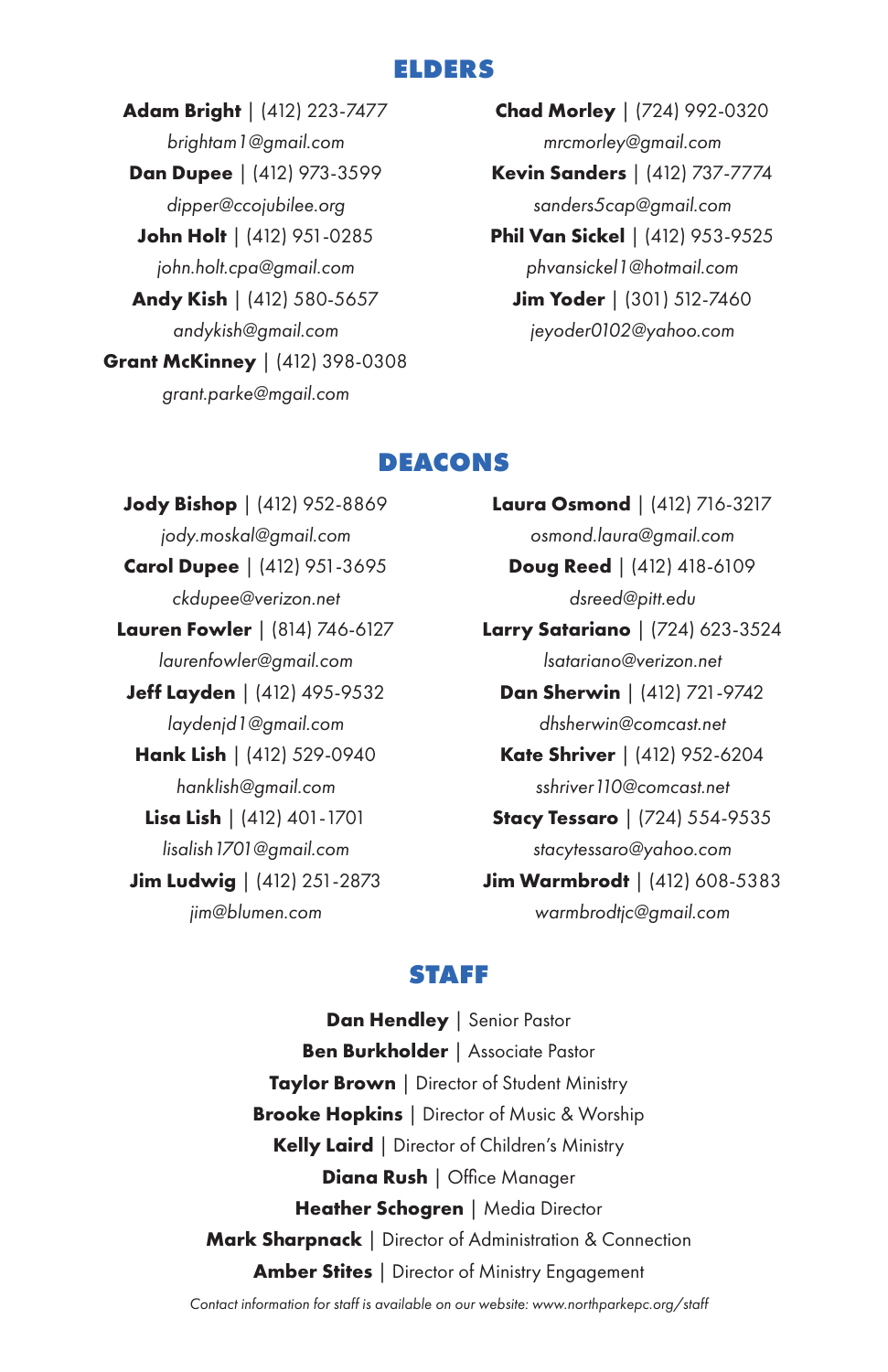## ELDERS

**Adam Bright** | (412) 223-7477
*brightam1@gmail.com*

**Dan Dupee** | (412) 973-3599
*dipper@ccojubilee.org*

**John Holt** | (412) 951-0285
*john.holt.cpa@gmail.com*

**Andy Kish** | (412) 580-5657
*andykish@gmail.com*

**Grant McKinney** | (412) 398-0308
*grant.parke@mgail.com*

**Chad Morley** | (724) 992-0320
*mrcmorley@gmail.com*

**Kevin Sanders** | (412) 737-7774
*sanders5cap@gmail.com*

**Phil Van Sickel** | (412) 953-9525
*phvansickel1@hotmail.com*

**Jim Yoder** | (301) 512-7460
*jeyoder0102@yahoo.com*

## DEACONS

**Jody Bishop** | (412) 952-8869
*jody.moskal@gmail.com*

**Carol Dupee** | (412) 951-3695
*ckdupee@verizon.net*

**Lauren Fowler** | (814) 746-6127
*laurenfowler@gmail.com*

**Jeff Layden** | (412) 495-9532
*laydenjd1@gmail.com*

**Hank Lish** | (412) 529-0940
*hanklish@gmail.com*

**Lisa Lish** | (412) 401-1701
*lisalish1701@gmail.com*

**Jim Ludwig** | (412) 251-2873
*jim@blumen.com*

**Laura Osmond** | (412) 716-3217
*osmond.laura@gmail.com*

**Doug Reed** | (412) 418-6109
*dsreed@pitt.edu*

**Larry Satariano** | (724) 623-3524
*lsatariano@verizon.net*

**Dan Sherwin** | (412) 721-9742
*dhsherwin@comcast.net*

**Kate Shriver** | (412) 952-6204
*sshriver110@comcast.net*

**Stacy Tessaro** | (724) 554-9535
*stacytessaro@yahoo.com*

**Jim Warmbrodt** | (412) 608-5383
*warmbrodtjc@gmail.com*

## STAFF

**Dan Hendley** | Senior Pastor
**Ben Burkholder** | Associate Pastor
**Taylor Brown** | Director of Student Ministry
**Brooke Hopkins** | Director of Music & Worship
**Kelly Laird** | Director of Children's Ministry
**Diana Rush** | Office Manager
**Heather Schogren** | Media Director
**Mark Sharpnack** | Director of Administration & Connection
**Amber Stites** | Director of Ministry Engagement

*Contact information for staff is available on our website: www.northparkepc.org/staff*